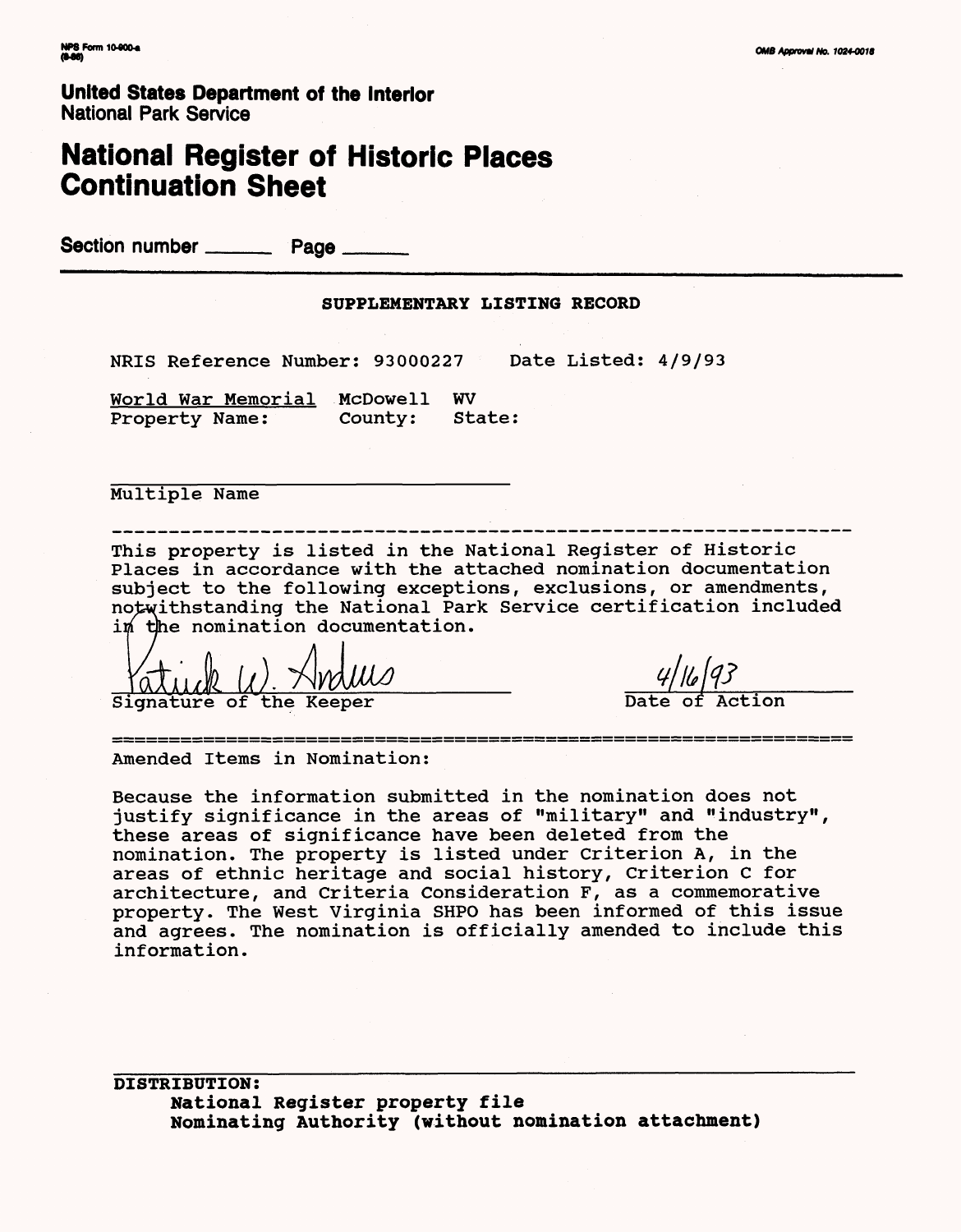NPS Form 10-900-a
(8-86)

OMB Approval No. 1024-0018

**United States Department of the Interior**
National Park Service

# National Register of Historic Places Continuation Sheet

Section number ______ Page ______

## SUPPLEMENTARY LISTING RECORD

NRIS Reference Number: 93000227 Date Listed: 4/9/93

| World War Memorial | McDowell | WV |
|---|---|---|
| Property Name: | County: | State: |

______________________________
Multiple Name

---

This property is listed in the National Register of Historic Places in accordance with the attached nomination documentation subject to the following exceptions, exclusions, or amendments, notwithstanding the National Park Service certification included in the nomination documentation.

Patrick W. Andrus — Signature of the Keeper

4/16/93 — Date of Action

---

Amended Items in Nomination:

Because the information submitted in the nomination does not justify significance in the areas of "military" and "industry", these areas of significance have been deleted from the nomination. The property is listed under Criterion A, in the areas of ethnic heritage and social history, Criterion C for architecture, and Criteria Consideration F, as a commemorative property. The West Virginia SHPO has been informed of this issue and agrees. The nomination is officially amended to include this information.

**DISTRIBUTION:**
**National Register property file**
**Nominating Authority (without nomination attachment)**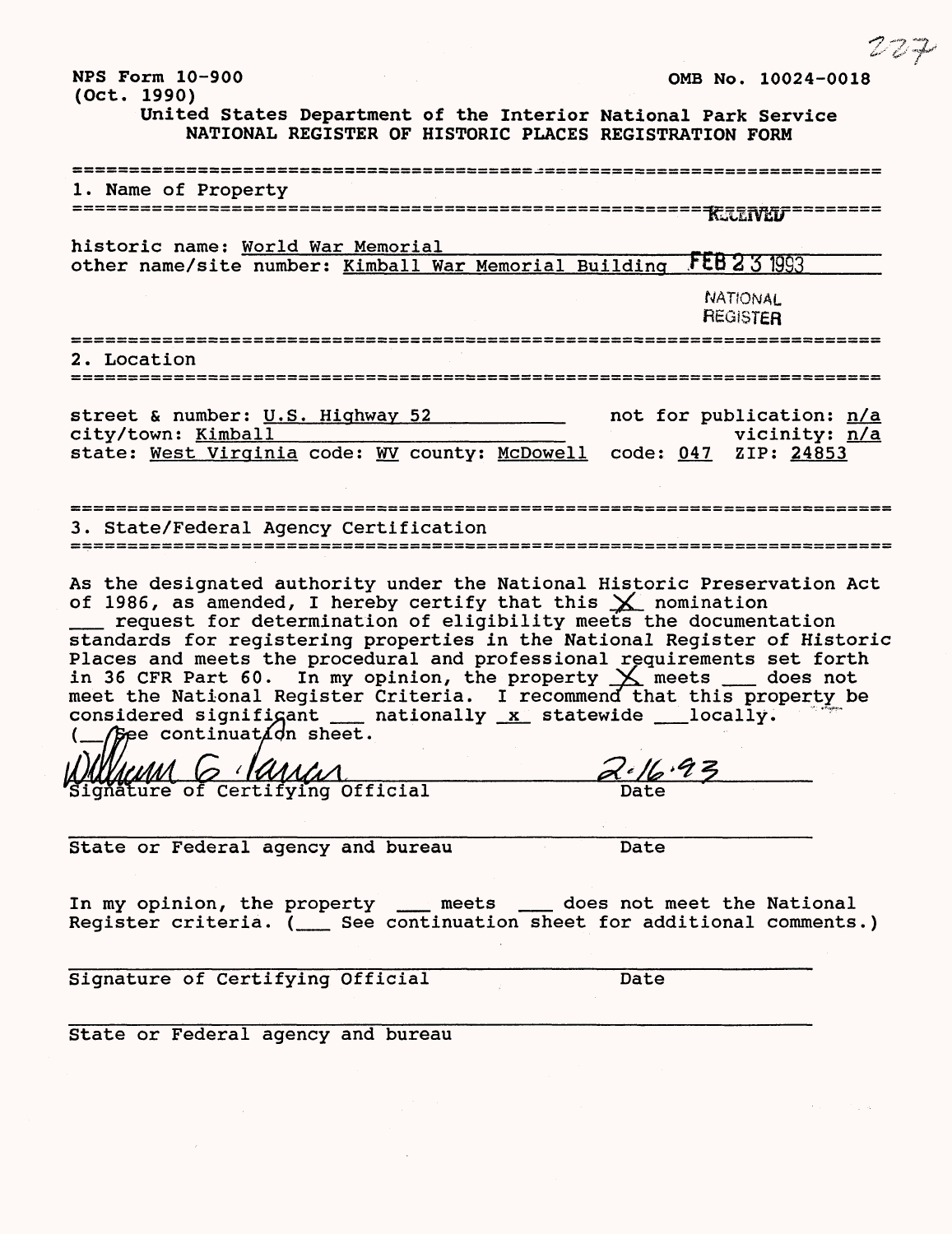NPS Form 10-900
(Oct. 1990)

OMB No. 10024-0018

United States Department of the Interior National Park Service
NATIONAL REGISTER OF HISTORIC PLACES REGISTRATION FORM

## 1. Name of Property

RECEIVED

historic name: World War Memorial
other name/site number: Kimball War Memorial Building

FEB 23 1993

NATIONAL REGISTER

## 2. Location

street & number: U.S. Highway 52 | not for publication: n/a
city/town: Kimball | vicinity: n/a
state: West Virginia code: WV county: McDowell code: 047 ZIP: 24853

## 3. State/Federal Agency Certification

As the designated authority under the National Historic Preservation Act of 1986, as amended, I hereby certify that this X nomination ___ request for determination of eligibility meets the documentation standards for registering properties in the National Register of Historic Places and meets the procedural and professional requirements set forth in 36 CFR Part 60. In my opinion, the property X meets ___ does not meet the National Register Criteria. I recommend that this property be considered significant ___ nationally x statewide ___ locally. (___ See continuation sheet.

William G. Farrar
Signature of Certifying Official

2.16.93
Date

State or Federal agency and bureau

Date

In my opinion, the property ___ meets ___ does not meet the National Register criteria. (___ See continuation sheet for additional comments.)

Signature of Certifying Official

Date

State or Federal agency and bureau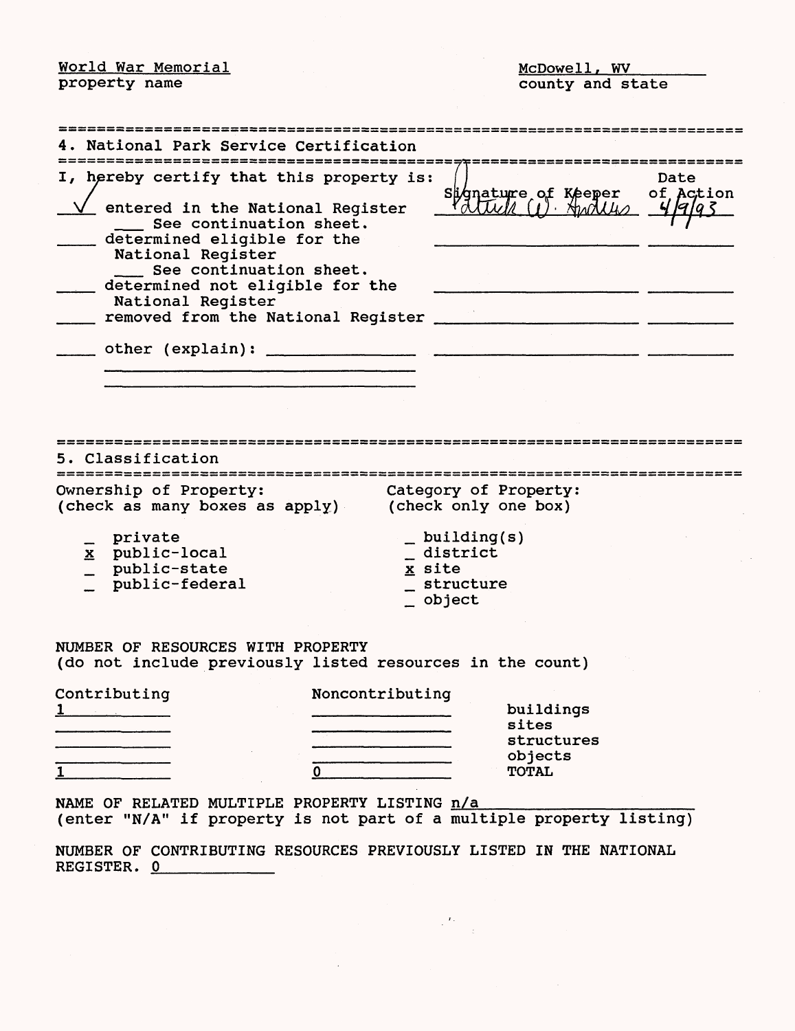World War Memorial
property name

McDowell, WV
county and state

## 4. National Park Service Certification

I, hereby certify that this property is:

| | Signature of Keeper | Date of Action |
|---|---|---|
| ✓ entered in the National Register<br>___ See continuation sheet. | Patrick W. Andrus | 4/9/93 |
| ____ determined eligible for the National Register<br>___ See continuation sheet. | | |
| ____ determined not eligible for the National Register | | |
| ____ removed from the National Register | | |
| ____ other (explain): ______________ | | |

## 5. Classification

Ownership of Property:
(check as many boxes as apply)

- _ private
- x public-local
- _ public-state
- _ public-federal

Category of Property:
(check only one box)

- _ building(s)
- _ district
- x site
- _ structure
- _ object

NUMBER OF RESOURCES WITH PROPERTY
(do not include previously listed resources in the count)

| Contributing | Noncontributing | |
|---|---|---|
| 1 | | buildings |
| | | sites |
| | | structures |
| | | objects |
| 1 | 0 | TOTAL |

NAME OF RELATED MULTIPLE PROPERTY LISTING n/a
(enter "N/A" if property is not part of a multiple property listing)

NUMBER OF CONTRIBUTING RESOURCES PREVIOUSLY LISTED IN THE NATIONAL REGISTER. 0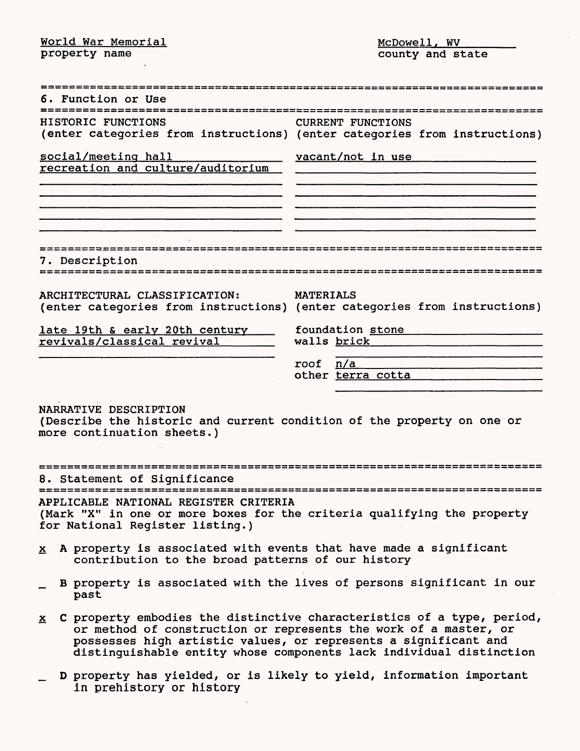World War Memorial  
property name

McDowell, WV  
county and state

## 6. Function or Use

| HISTORIC FUNCTIONS (enter categories from instructions) | CURRENT FUNCTIONS (enter categories from instructions) |
|---|---|
| social/meeting hall | vacant/not in use |
| recreation and culture/auditorium | |

## 7. Description

| ARCHITECTURAL CLASSIFICATION: (enter categories from instructions) | MATERIALS (enter categories from instructions) |
|---|---|
| late 19th & early 20th century revivals/classical revival | foundation stone |
| | walls brick |
| | roof n/a |
| | other terra cotta |

NARRATIVE DESCRIPTION  
(Describe the historic and current condition of the property on one or more continuation sheets.)

## 8. Statement of Significance

APPLICABLE NATIONAL REGISTER CRITERIA  
(Mark "X" in one or more boxes for the criteria qualifying the property for National Register listing.)

x A property is associated with events that have made a significant contribution to the broad patterns of our history

_ B property is associated with the lives of persons significant in our past

x C property embodies the distinctive characteristics of a type, period, or method of construction or represents the work of a master, or possesses high artistic values, or represents a significant and distinguishable entity whose components lack individual distinction

_ D property has yielded, or is likely to yield, information important in prehistory or history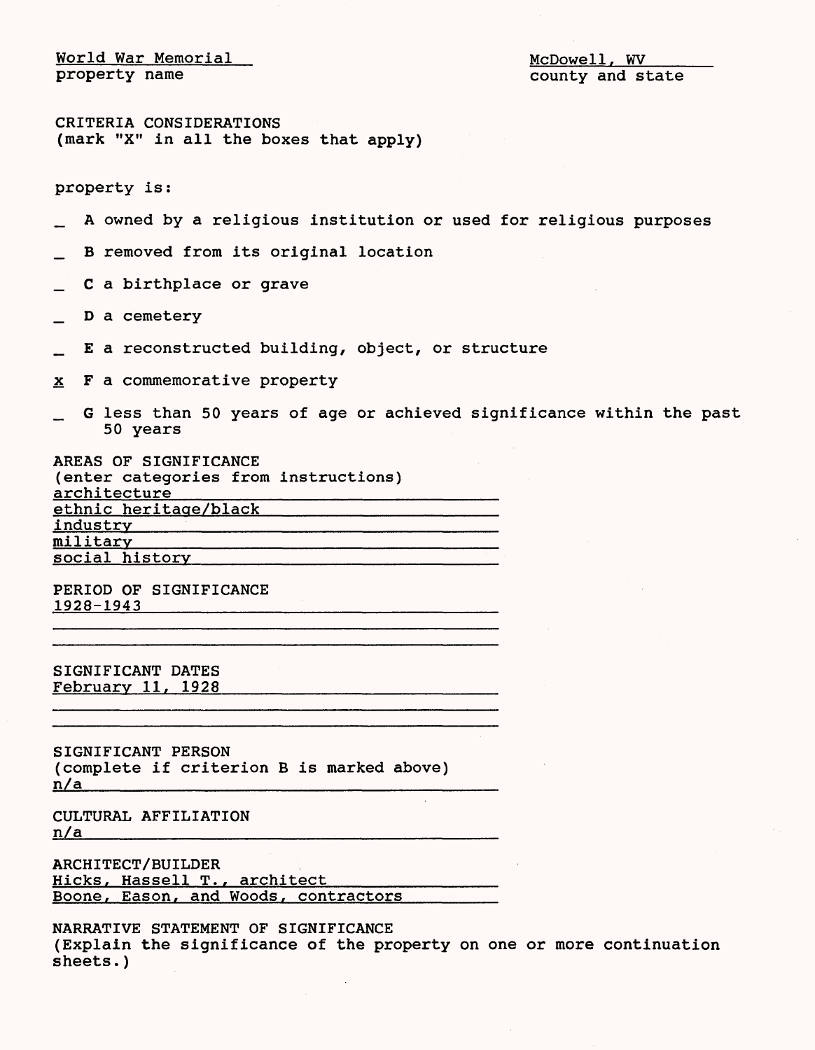World War Memorial
property name

McDowell, WV
county and state

CRITERIA CONSIDERATIONS
(mark "X" in all the boxes that apply)

property is:

_ A owned by a religious institution or used for religious purposes

_ B removed from its original location

_ C a birthplace or grave

_ D a cemetery

_ E a reconstructed building, object, or structure

x F a commemorative property

_ G less than 50 years of age or achieved significance within the past 50 years

AREAS OF SIGNIFICANCE
(enter categories from instructions)
architecture
ethnic heritage/black
industry
military
social history

PERIOD OF SIGNIFICANCE
1928-1943

SIGNIFICANT DATES
February 11, 1928

SIGNIFICANT PERSON
(complete if criterion B is marked above)
n/a

CULTURAL AFFILIATION
n/a

ARCHITECT/BUILDER
Hicks, Hassell T., architect
Boone, Eason, and Woods, contractors

NARRATIVE STATEMENT OF SIGNIFICANCE
(Explain the significance of the property on one or more continuation sheets.)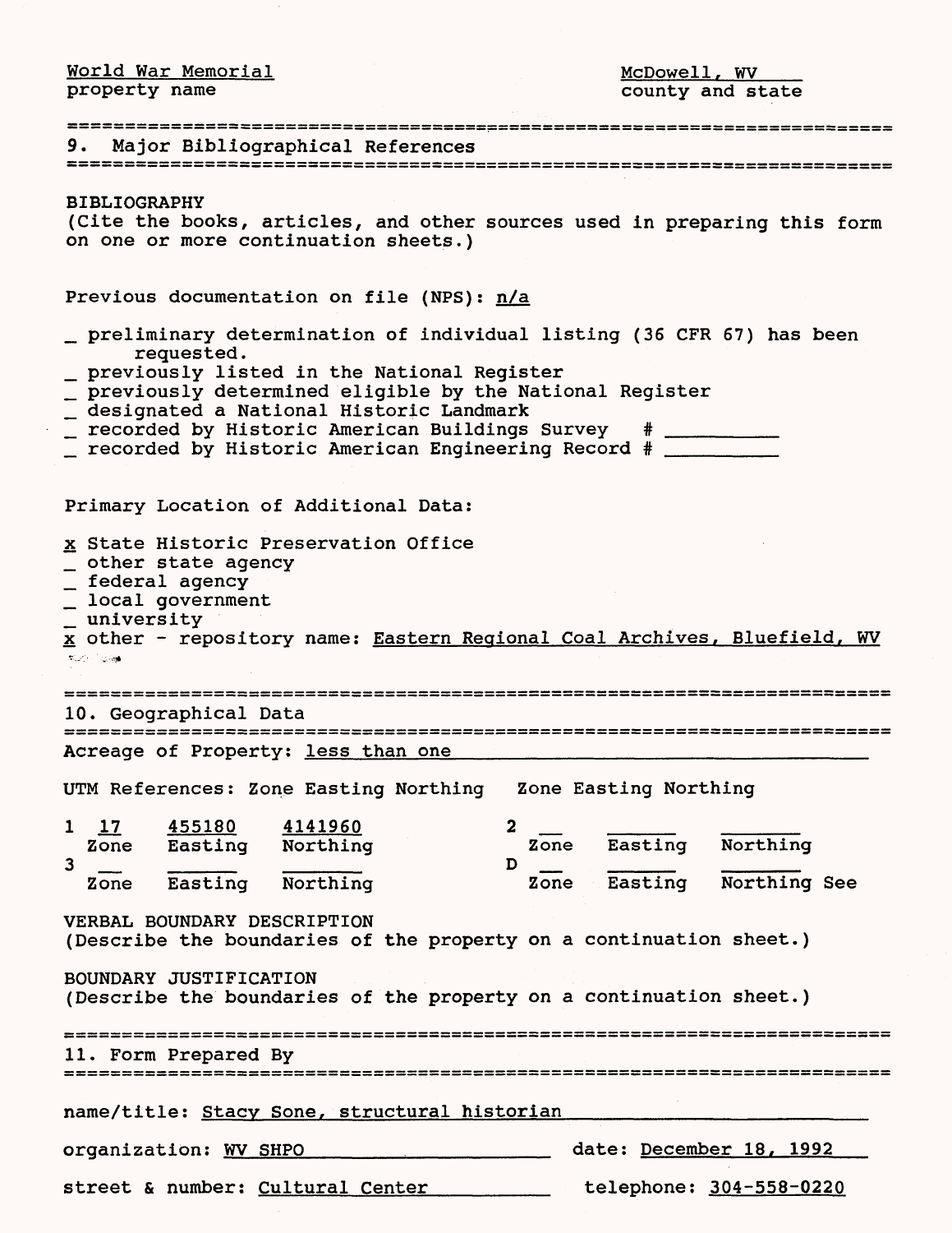World War Memorial
property name

McDowell, WV
county and state

## 9. Major Bibliographical References

BIBLIOGRAPHY
(Cite the books, articles, and other sources used in preparing this form on one or more continuation sheets.)

Previous documentation on file (NPS): n/a

- _ preliminary determination of individual listing (36 CFR 67) has been requested.
- _ previously listed in the National Register
- _ previously determined eligible by the National Register
- _ designated a National Historic Landmark
- _ recorded by Historic American Buildings Survey # ________
- _ recorded by Historic American Engineering Record # ________

Primary Location of Additional Data:

- x State Historic Preservation Office
- _ other state agency
- _ federal agency
- _ local government
- _ university
- x other - repository name: Eastern Regional Coal Archives, Bluefield, WV

## 10. Geographical Data

Acreage of Property: less than one

UTM References:

| | Zone | Easting | Northing | | Zone | Easting | Northing |
|---|---|---|---|---|---|---|---|
| 1 | 17 | 455180 | 4141960 | 2 | | | |
| 3 | | | | D | | | |

See

VERBAL BOUNDARY DESCRIPTION
(Describe the boundaries of the property on a continuation sheet.)

BOUNDARY JUSTIFICATION
(Describe the boundaries of the property on a continuation sheet.)

## 11. Form Prepared By

name/title: Stacy Sone, structural historian

organization: WV SHPO date: December 18, 1992

street & number: Cultural Center telephone: 304-558-0220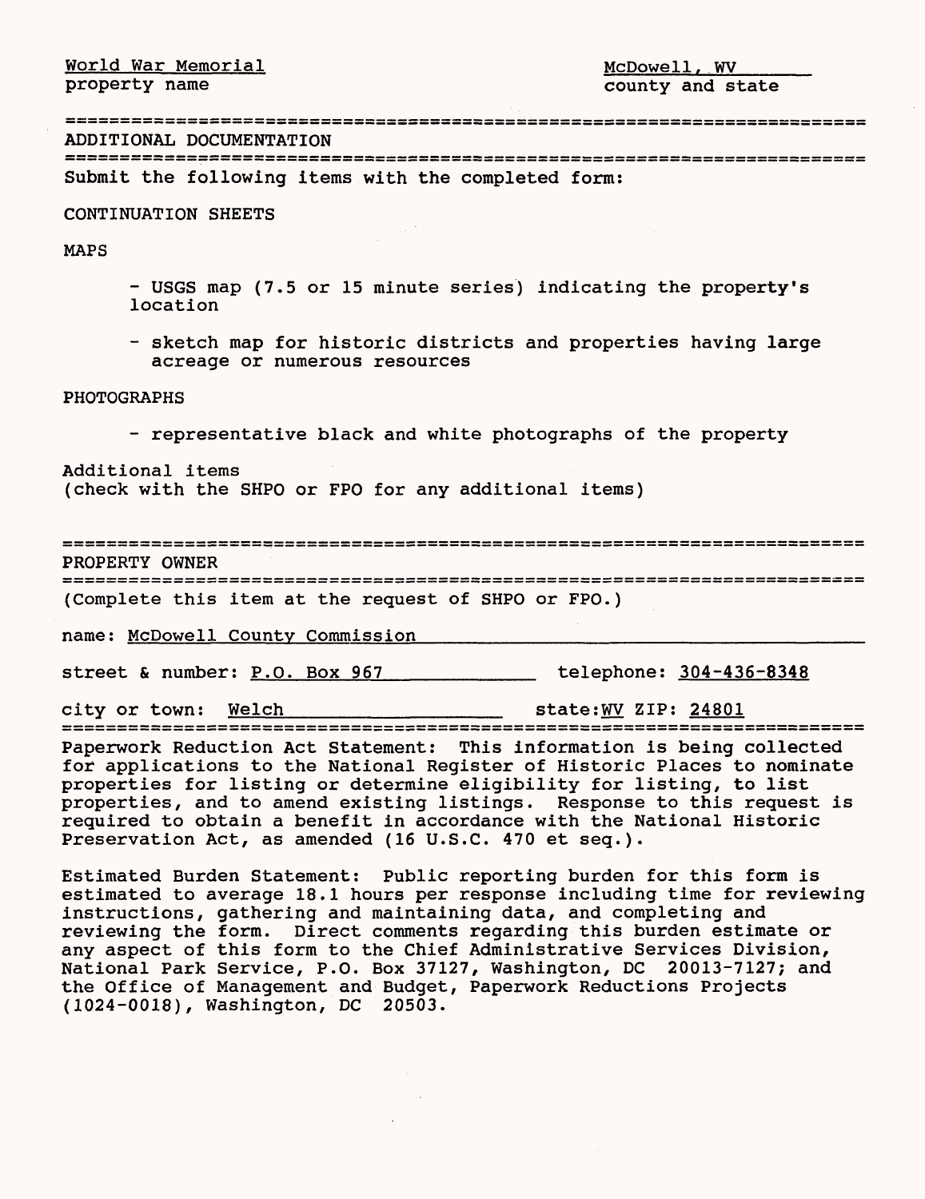World War Memorial
property name

McDowell, WV
county and state

## ADDITIONAL DOCUMENTATION

Submit the following items with the completed form:

CONTINUATION SHEETS

MAPS

- USGS map (7.5 or 15 minute series) indicating the property's location
- sketch map for historic districts and properties having large acreage or numerous resources

PHOTOGRAPHS

- representative black and white photographs of the property

Additional items
(check with the SHPO or FPO for any additional items)

## PROPERTY OWNER

(Complete this item at the request of SHPO or FPO.)

name: McDowell County Commission

street & number: P.O. Box 967 telephone: 304-436-8348

city or town: Welch state: WV ZIP: 24801

Paperwork Reduction Act Statement: This information is being collected for applications to the National Register of Historic Places to nominate properties for listing or determine eligibility for listing, to list properties, and to amend existing listings. Response to this request is required to obtain a benefit in accordance with the National Historic Preservation Act, as amended (16 U.S.C. 470 et seq.).

Estimated Burden Statement: Public reporting burden for this form is estimated to average 18.1 hours per response including time for reviewing instructions, gathering and maintaining data, and completing and reviewing the form. Direct comments regarding this burden estimate or any aspect of this form to the Chief Administrative Services Division, National Park Service, P.O. Box 37127, Washington, DC 20013-7127; and the Office of Management and Budget, Paperwork Reductions Projects (1024-0018), Washington, DC 20503.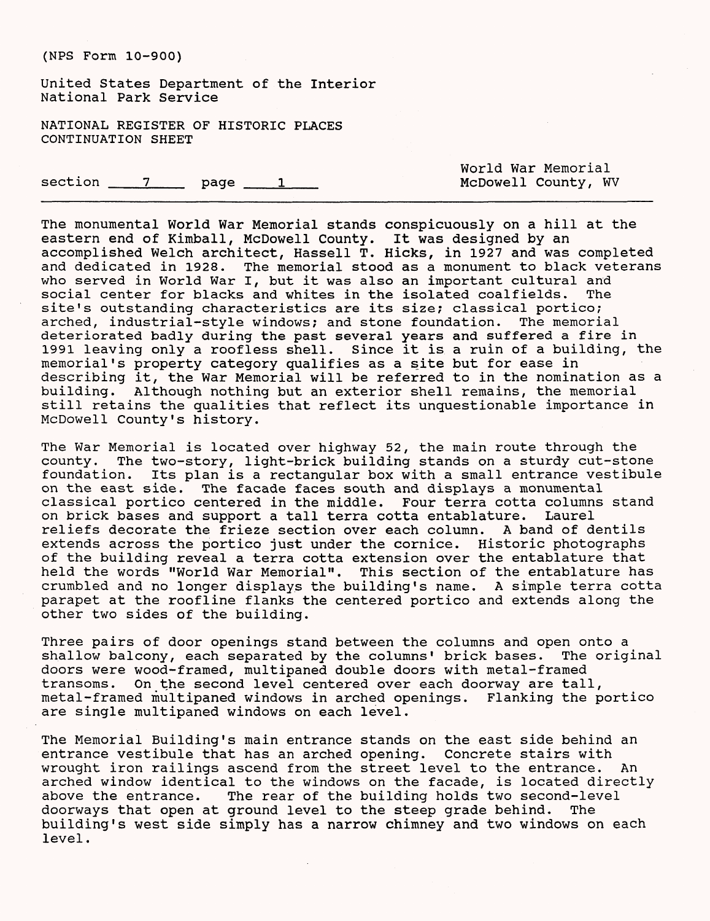(NPS Form 10-900)

United States Department of the Interior
National Park Service

NATIONAL REGISTER OF HISTORIC PLACES
CONTINUATION SHEET

section 7 page 1

World War Memorial
McDowell County, WV

The monumental World War Memorial stands conspicuously on a hill at the eastern end of Kimball, McDowell County. It was designed by an accomplished Welch architect, Hassell T. Hicks, in 1927 and was completed and dedicated in 1928. The memorial stood as a monument to black veterans who served in World War I, but it was also an important cultural and social center for blacks and whites in the isolated coalfields. The site's outstanding characteristics are its size; classical portico; arched, industrial-style windows; and stone foundation. The memorial deteriorated badly during the past several years and suffered a fire in 1991 leaving only a roofless shell. Since it is a ruin of a building, the memorial's property category qualifies as a site but for ease in describing it, the War Memorial will be referred to in the nomination as a building. Although nothing but an exterior shell remains, the memorial still retains the qualities that reflect its unquestionable importance in McDowell County's history.

The War Memorial is located over highway 52, the main route through the county. The two-story, light-brick building stands on a sturdy cut-stone foundation. Its plan is a rectangular box with a small entrance vestibule on the east side. The facade faces south and displays a monumental classical portico centered in the middle. Four terra cotta columns stand on brick bases and support a tall terra cotta entablature. Laurel reliefs decorate the frieze section over each column. A band of dentils extends across the portico just under the cornice. Historic photographs of the building reveal a terra cotta extension over the entablature that held the words "World War Memorial". This section of the entablature has crumbled and no longer displays the building's name. A simple terra cotta parapet at the roofline flanks the centered portico and extends along the other two sides of the building.

Three pairs of door openings stand between the columns and open onto a shallow balcony, each separated by the columns' brick bases. The original doors were wood-framed, multipaned double doors with metal-framed transoms. On the second level centered over each doorway are tall, metal-framed multipaned windows in arched openings. Flanking the portico are single multipaned windows on each level.

The Memorial Building's main entrance stands on the east side behind an entrance vestibule that has an arched opening. Concrete stairs with wrought iron railings ascend from the street level to the entrance. An arched window identical to the windows on the facade, is located directly above the entrance. The rear of the building holds two second-level doorways that open at ground level to the steep grade behind. The building's west side simply has a narrow chimney and two windows on each level.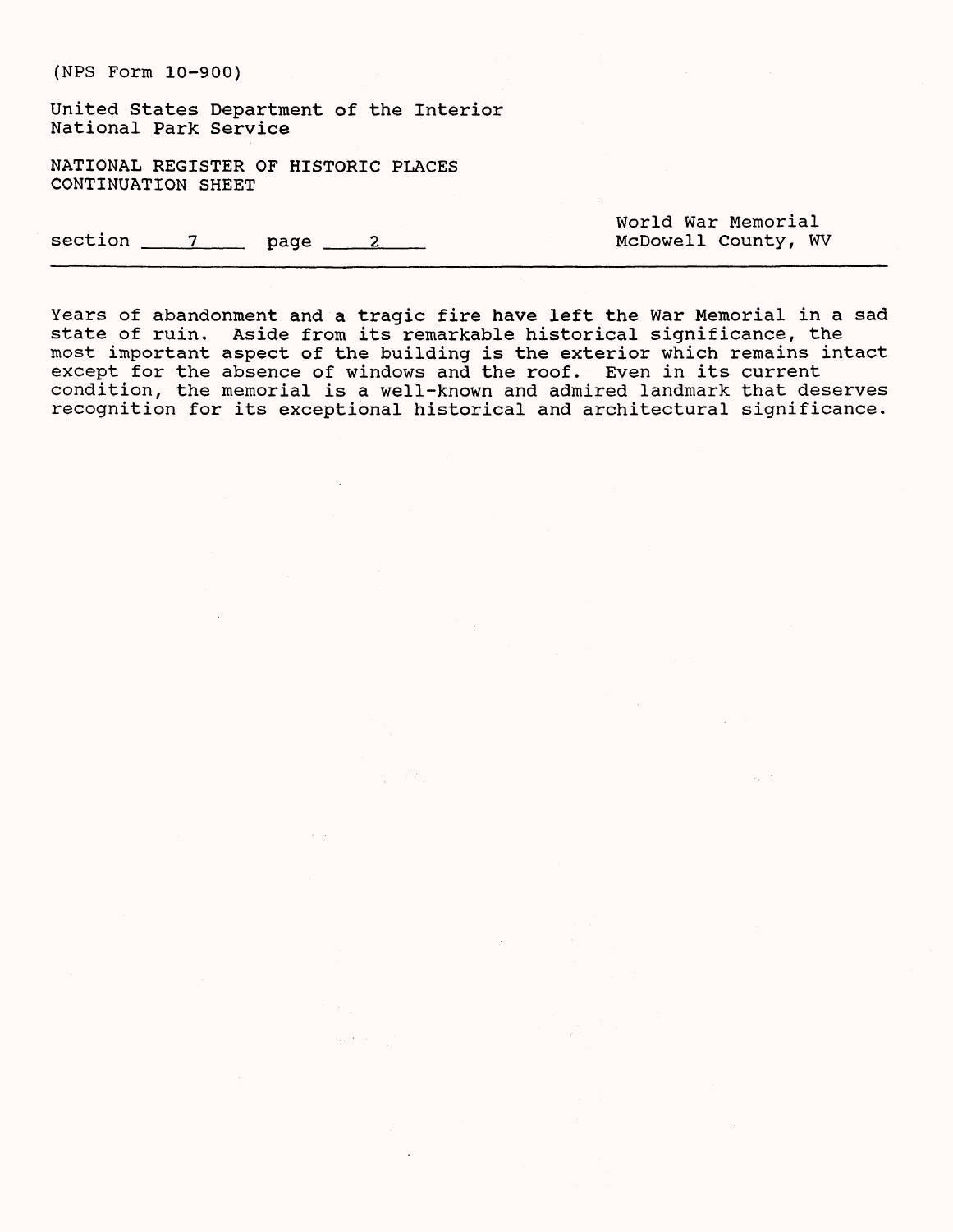(NPS Form 10-900)

United States Department of the Interior
National Park Service

NATIONAL REGISTER OF HISTORIC PLACES
CONTINUATION SHEET

section 7 page 2

World War Memorial
McDowell County, WV

Years of abandonment and a tragic fire have left the War Memorial in a sad state of ruin. Aside from its remarkable historical significance, the most important aspect of the building is the exterior which remains intact except for the absence of windows and the roof. Even in its current condition, the memorial is a well-known and admired landmark that deserves recognition for its exceptional historical and architectural significance.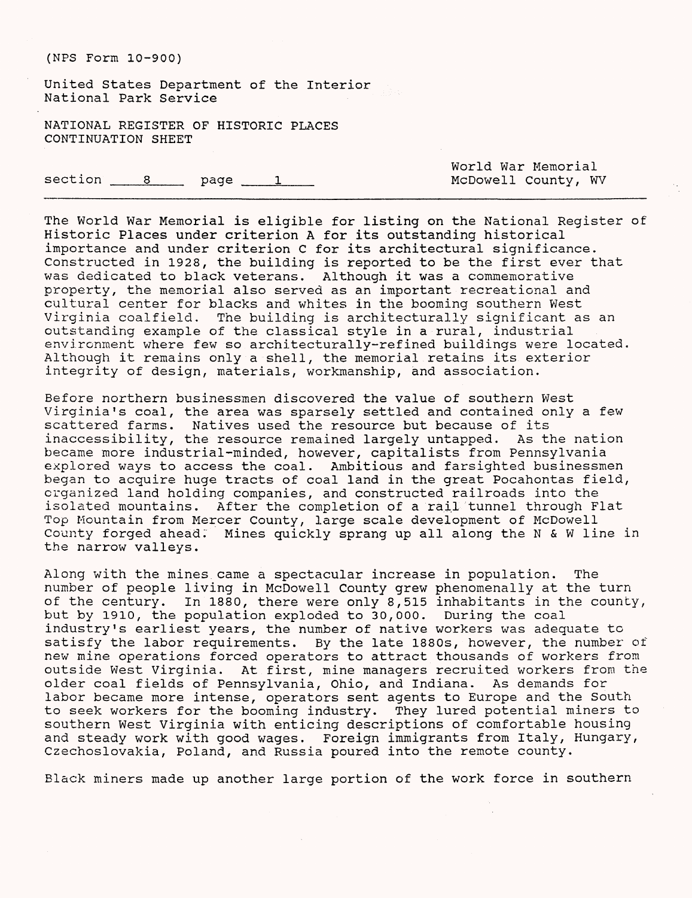(NPS Form 10-900)

United States Department of the Interior
National Park Service

NATIONAL REGISTER OF HISTORIC PLACES
CONTINUATION SHEET

section 8 page 1

World War Memorial
McDowell County, WV

The World War Memorial is eligible for listing on the National Register of Historic Places under criterion A for its outstanding historical importance and under criterion C for its architectural significance. Constructed in 1928, the building is reported to be the first ever that was dedicated to black veterans. Although it was a commemorative property, the memorial also served as an important recreational and cultural center for blacks and whites in the booming southern West Virginia coalfield. The building is architecturally significant as an outstanding example of the classical style in a rural, industrial environment where few so architecturally-refined buildings were located. Although it remains only a shell, the memorial retains its exterior integrity of design, materials, workmanship, and association.

Before northern businessmen discovered the value of southern West Virginia's coal, the area was sparsely settled and contained only a few scattered farms. Natives used the resource but because of its inaccessibility, the resource remained largely untapped. As the nation became more industrial-minded, however, capitalists from Pennsylvania explored ways to access the coal. Ambitious and farsighted businessmen began to acquire huge tracts of coal land in the great Pocahontas field, organized land holding companies, and constructed railroads into the isolated mountains. After the completion of a rail tunnel through Flat Top Mountain from Mercer County, large scale development of McDowell County forged ahead. Mines quickly sprang up all along the N & W line in the narrow valleys.

Along with the mines came a spectacular increase in population. The number of people living in McDowell County grew phenomenally at the turn of the century. In 1880, there were only 8,515 inhabitants in the county, but by 1910, the population exploded to 30,000. During the coal industry's earliest years, the number of native workers was adequate to satisfy the labor requirements. By the late 1880s, however, the number of new mine operations forced operators to attract thousands of workers from outside West Virginia. At first, mine managers recruited workers from the older coal fields of Pennsylvania, Ohio, and Indiana. As demands for labor became more intense, operators sent agents to Europe and the South to seek workers for the booming industry. They lured potential miners to southern West Virginia with enticing descriptions of comfortable housing and steady work with good wages. Foreign immigrants from Italy, Hungary, Czechoslovakia, Poland, and Russia poured into the remote county.

Black miners made up another large portion of the work force in southern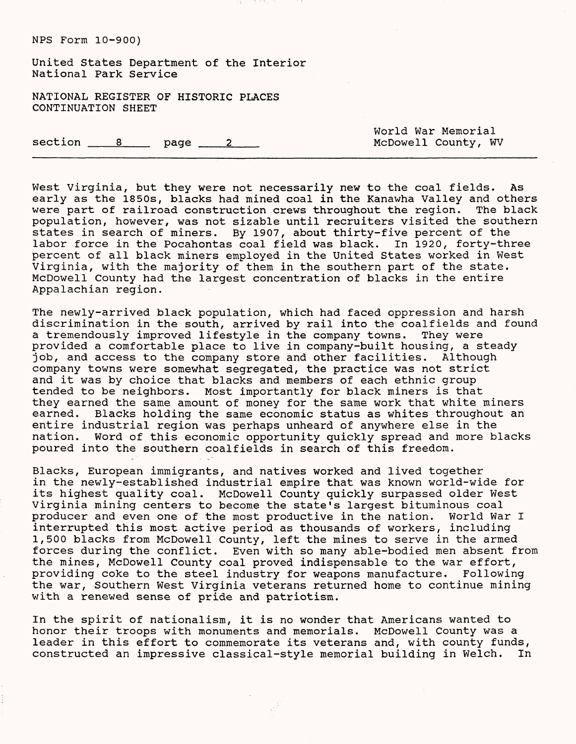West Virginia, but they were not necessarily new to the coal fields. As early as the 1850s, blacks had mined coal in the Kanawha Valley and others were part of railroad construction crews throughout the region. The black population, however, was not sizable until recruiters visited the southern states in search of miners. By 1907, about thirty-five percent of the labor force in the Pocahontas coal field was black. In 1920, forty-three percent of all black miners employed in the United States worked in West Virginia, with the majority of them in the southern part of the state. McDowell County had the largest concentration of blacks in the entire Appalachian region.

The newly-arrived black population, which had faced oppression and harsh discrimination in the south, arrived by rail into the coalfields and found a tremendously improved lifestyle in the company towns. They were provided a comfortable place to live in company-built housing, a steady job, and access to the company store and other facilities. Although company towns were somewhat segregated, the practice was not strict and it was by choice that blacks and members of each ethnic group tended to be neighbors. Most importantly for black miners is that they earned the same amount of money for the same work that white miners earned. Blacks holding the same economic status as whites throughout an entire industrial region was perhaps unheard of anywhere else in the nation. Word of this economic opportunity quickly spread and more blacks poured into the southern coalfields in search of this freedom.

Blacks, European immigrants, and natives worked and lived together in the newly-established industrial empire that was known world-wide for its highest quality coal. McDowell County quickly surpassed older West Virginia mining centers to become the state's largest bituminous coal producer and even one of the most productive in the nation. World War I interrupted this most active period as thousands of workers, including 1,500 blacks from McDowell County, left the mines to serve in the armed forces during the conflict. Even with so many able-bodied men absent from the mines, McDowell County coal proved indispensable to the war effort, providing coke to the steel industry for weapons manufacture. Following the war, Southern West Virginia veterans returned home to continue mining with a renewed sense of pride and patriotism.

In the spirit of nationalism, it is no wonder that Americans wanted to honor their troops with monuments and memorials. McDowell County was a leader in this effort to commemorate its veterans and, with county funds, constructed an impressive classical-style memorial building in Welch. In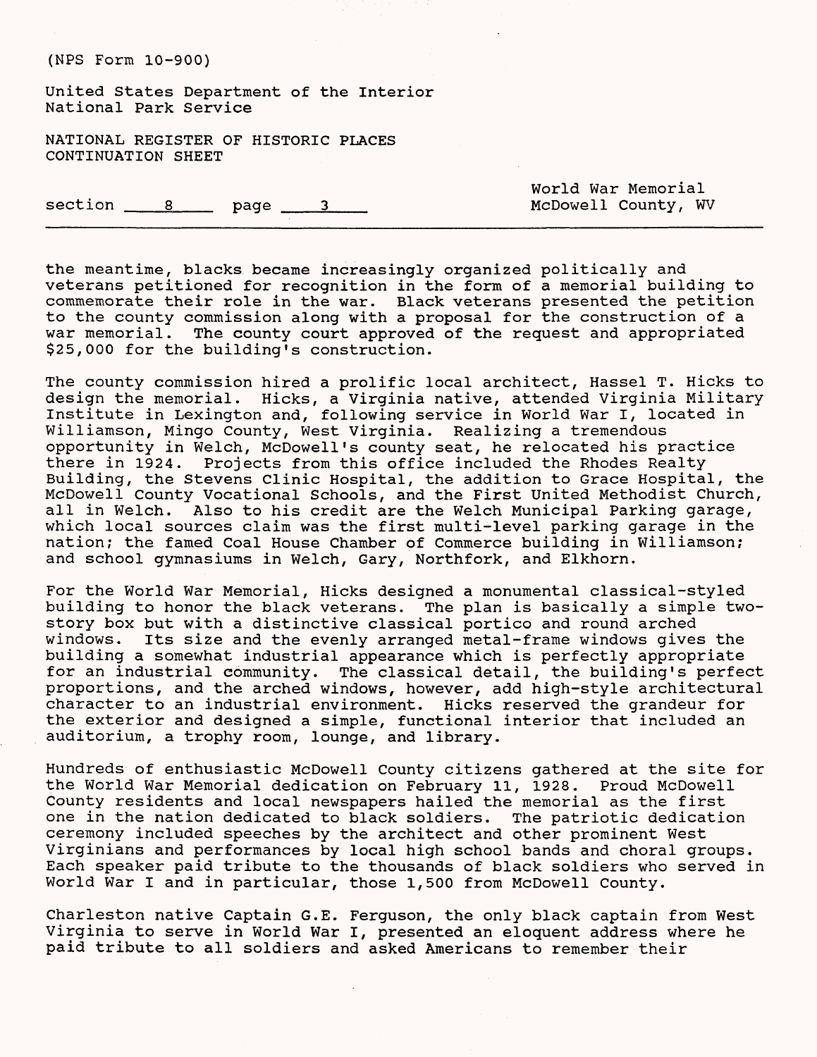the meantime, blacks became increasingly organized politically and veterans petitioned for recognition in the form of a memorial building to commemorate their role in the war. Black veterans presented the petition to the county commission along with a proposal for the construction of a war memorial. The county court approved of the request and appropriated $25,000 for the building's construction.

The county commission hired a prolific local architect, Hassel T. Hicks to design the memorial. Hicks, a Virginia native, attended Virginia Military Institute in Lexington and, following service in World War I, located in Williamson, Mingo County, West Virginia. Realizing a tremendous opportunity in Welch, McDowell's county seat, he relocated his practice there in 1924. Projects from this office included the Rhodes Realty Building, the Stevens Clinic Hospital, the addition to Grace Hospital, the McDowell County Vocational Schools, and the First United Methodist Church, all in Welch. Also to his credit are the Welch Municipal Parking garage, which local sources claim was the first multi-level parking garage in the nation; the famed Coal House Chamber of Commerce building in Williamson; and school gymnasiums in Welch, Gary, Northfork, and Elkhorn.

For the World War Memorial, Hicks designed a monumental classical-styled building to honor the black veterans. The plan is basically a simple two-story box but with a distinctive classical portico and round arched windows. Its size and the evenly arranged metal-frame windows gives the building a somewhat industrial appearance which is perfectly appropriate for an industrial community. The classical detail, the building's perfect proportions, and the arched windows, however, add high-style architectural character to an industrial environment. Hicks reserved the grandeur for the exterior and designed a simple, functional interior that included an auditorium, a trophy room, lounge, and library.

Hundreds of enthusiastic McDowell County citizens gathered at the site for the World War Memorial dedication on February 11, 1928. Proud McDowell County residents and local newspapers hailed the memorial as the first one in the nation dedicated to black soldiers. The patriotic dedication ceremony included speeches by the architect and other prominent West Virginians and performances by local high school bands and choral groups. Each speaker paid tribute to the thousands of black soldiers who served in World War I and in particular, those 1,500 from McDowell County.

Charleston native Captain G.E. Ferguson, the only black captain from West Virginia to serve in World War I, presented an eloquent address where he paid tribute to all soldiers and asked Americans to remember their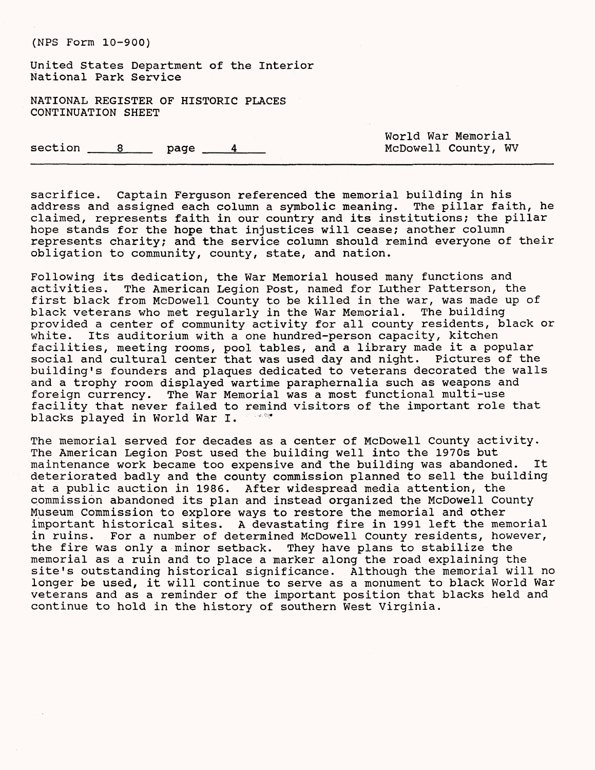sacrifice. Captain Ferguson referenced the memorial building in his address and assigned each column a symbolic meaning. The pillar faith, he claimed, represents faith in our country and its institutions; the pillar hope stands for the hope that injustices will cease; another column represents charity; and the service column should remind everyone of their obligation to community, county, state, and nation.

Following its dedication, the War Memorial housed many functions and activities. The American Legion Post, named for Luther Patterson, the first black from McDowell County to be killed in the war, was made up of black veterans who met regularly in the War Memorial. The building provided a center of community activity for all county residents, black or white. Its auditorium with a one hundred-person capacity, kitchen facilities, meeting rooms, pool tables, and a library made it a popular social and cultural center that was used day and night. Pictures of the building's founders and plaques dedicated to veterans decorated the walls and a trophy room displayed wartime paraphernalia such as weapons and foreign currency. The War Memorial was a most functional multi-use facility that never failed to remind visitors of the important role that blacks played in World War I.

The memorial served for decades as a center of McDowell County activity. The American Legion Post used the building well into the 1970s but maintenance work became too expensive and the building was abandoned. It deteriorated badly and the county commission planned to sell the building at a public auction in 1986. After widespread media attention, the commission abandoned its plan and instead organized the McDowell County Museum Commission to explore ways to restore the memorial and other important historical sites. A devastating fire in 1991 left the memorial in ruins. For a number of determined McDowell County residents, however, the fire was only a minor setback. They have plans to stabilize the memorial as a ruin and to place a marker along the road explaining the site's outstanding historical significance. Although the memorial will no longer be used, it will continue to serve as a monument to black World War veterans and as a reminder of the important position that blacks held and continue to hold in the history of southern West Virginia.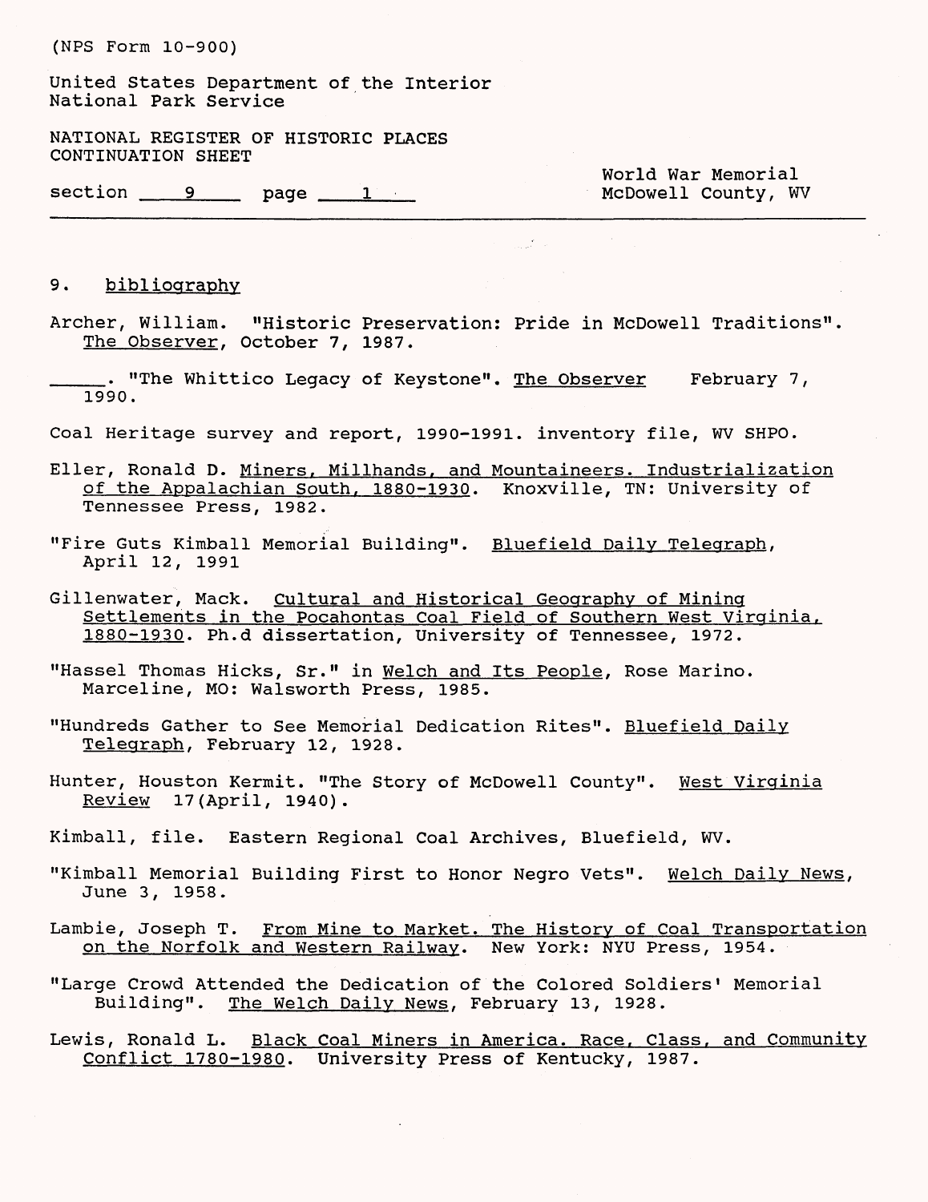(NPS Form 10-900)

United States Department of the Interior
National Park Service

NATIONAL REGISTER OF HISTORIC PLACES
CONTINUATION SHEET

section 9 page 1

World War Memorial
McDowell County, WV

## 9. bibliography

Archer, William. "Historic Preservation: Pride in McDowell Traditions". The Observer, October 7, 1987.

_____. "The Whittico Legacy of Keystone". The Observer February 7, 1990.

Coal Heritage survey and report, 1990-1991. inventory file, WV SHPO.

Eller, Ronald D. Miners, Millhands, and Mountaineers. Industrialization of the Appalachian South, 1880-1930. Knoxville, TN: University of Tennessee Press, 1982.

"Fire Guts Kimball Memorial Building". Bluefield Daily Telegraph, April 12, 1991

Gillenwater, Mack. Cultural and Historical Geography of Mining Settlements in the Pocahontas Coal Field of Southern West Virginia, 1880-1930. Ph.d dissertation, University of Tennessee, 1972.

"Hassel Thomas Hicks, Sr." in Welch and Its People, Rose Marino. Marceline, MO: Walsworth Press, 1985.

"Hundreds Gather to See Memorial Dedication Rites". Bluefield Daily Telegraph, February 12, 1928.

Hunter, Houston Kermit. "The Story of McDowell County". West Virginia Review 17(April, 1940).

Kimball, file. Eastern Regional Coal Archives, Bluefield, WV.

"Kimball Memorial Building First to Honor Negro Vets". Welch Daily News, June 3, 1958.

Lambie, Joseph T. From Mine to Market. The History of Coal Transportation on the Norfolk and Western Railway. New York: NYU Press, 1954.

"Large Crowd Attended the Dedication of the Colored Soldiers' Memorial Building". The Welch Daily News, February 13, 1928.

Lewis, Ronald L. Black Coal Miners in America. Race, Class, and Community Conflict 1780-1980. University Press of Kentucky, 1987.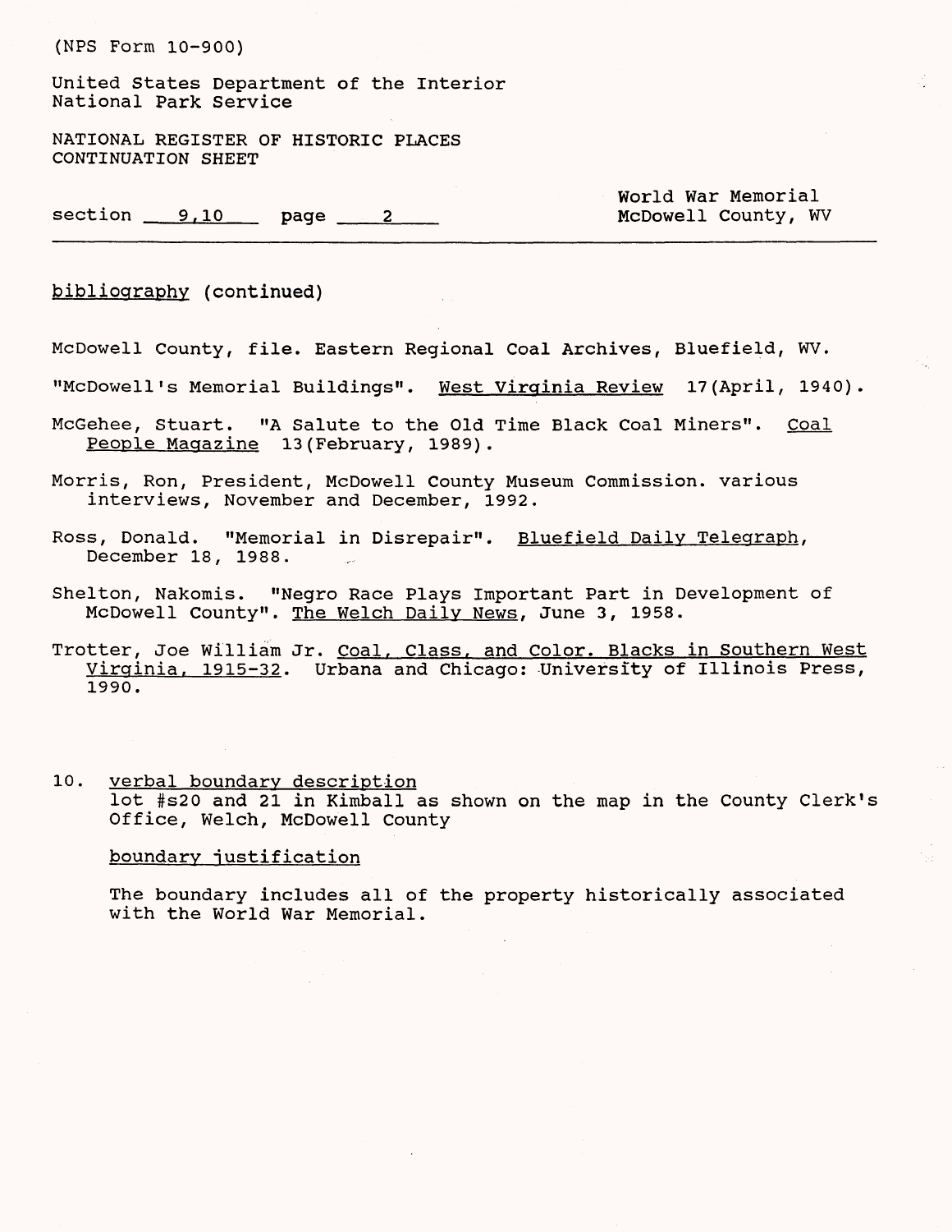(NPS Form 10-900)

United States Department of the Interior
National Park Service

NATIONAL REGISTER OF HISTORIC PLACES
CONTINUATION SHEET

section 9,10 page 2

World War Memorial
McDowell County, WV

bibliography (continued)

McDowell County, file. Eastern Regional Coal Archives, Bluefield, WV.

"McDowell's Memorial Buildings". West Virginia Review 17(April, 1940).

McGehee, Stuart. "A Salute to the Old Time Black Coal Miners". Coal People Magazine 13(February, 1989).

Morris, Ron, President, McDowell County Museum Commission. various interviews, November and December, 1992.

Ross, Donald. "Memorial in Disrepair". Bluefield Daily Telegraph, December 18, 1988.

Shelton, Nakomis. "Negro Race Plays Important Part in Development of McDowell County". The Welch Daily News, June 3, 1958.

Trotter, Joe William Jr. Coal, Class, and Color. Blacks in Southern West Virginia, 1915-32. Urbana and Chicago: University of Illinois Press, 1990.

10. verbal boundary description

lot #s20 and 21 in Kimball as shown on the map in the County Clerk's Office, Welch, McDowell County

boundary justification

The boundary includes all of the property historically associated with the World War Memorial.